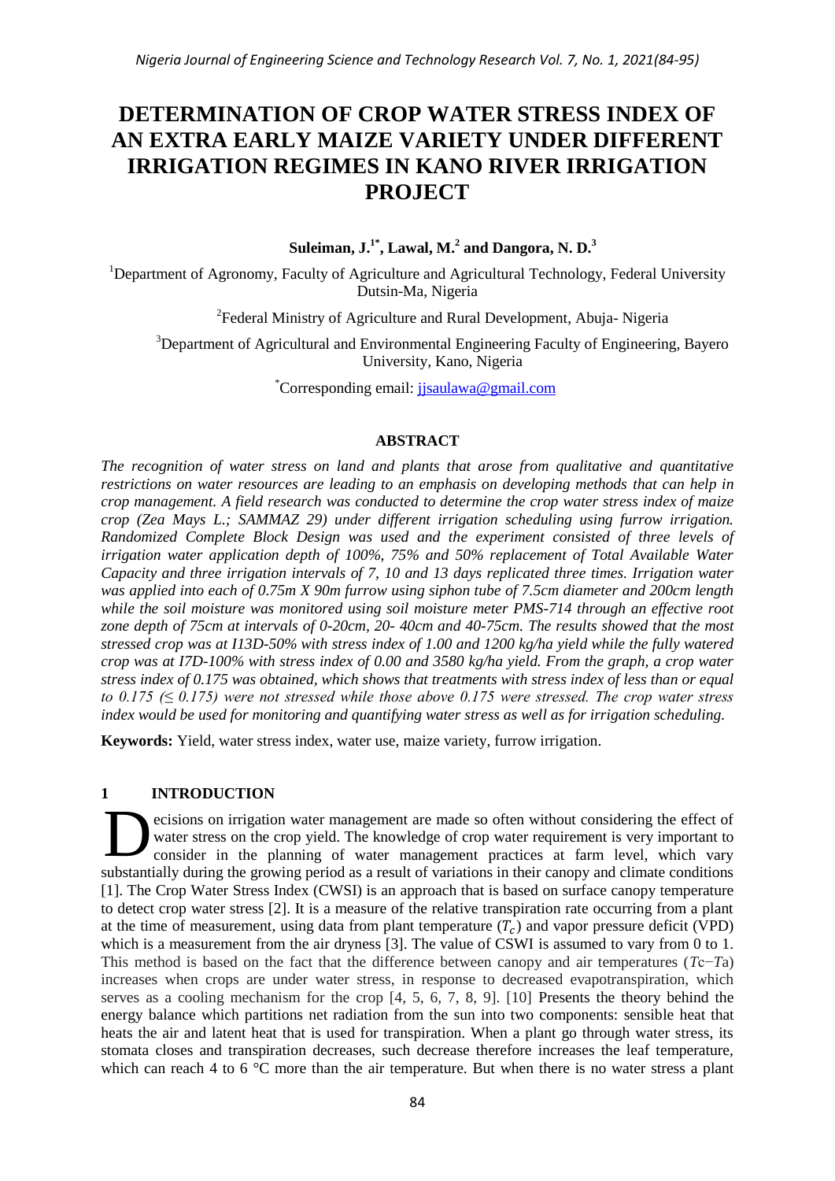# DETERMINATION OF CROP WATER STRESS INDEX OF AN EXTRA EARLY MAIZE VARIETY UNDER DIFFERENT IRRIGATION REGIMES IN KANO RIVER IRRIGATION PROJECT

**Suleiman, J.[1*], Lawal, M.[2] and Dangora, N. D.[3]**

[1]Department of Agronomy, Faculty of Agriculture and Agricultural Technology, Federal University Dutsin-Ma, Nigeria

[2]Federal Ministry of Agriculture and Rural Development, Abuja- Nigeria

[3]Department of Agricultural and Environmental Engineering Faculty of Engineering, Bayero University, Kano, Nigeria

[*]Corresponding email: jjsaulawa@gmail.com

## ABSTRACT

*The recognition of water stress on land and plants that arose from qualitative and quantitative restrictions on water resources are leading to an emphasis on developing methods that can help in crop management. A field research was conducted to determine the crop water stress index of maize crop (Zea Mays L.; SAMMAZ 29) under different irrigation scheduling using furrow irrigation. Randomized Complete Block Design was used and the experiment consisted of three levels of irrigation water application depth of 100%, 75% and 50% replacement of Total Available Water Capacity and three irrigation intervals of 7, 10 and 13 days replicated three times. Irrigation water was applied into each of 0.75m X 90m furrow using siphon tube of 7.5cm diameter and 200cm length while the soil moisture was monitored using soil moisture meter PMS-714 through an effective root zone depth of 75cm at intervals of 0-20cm, 20- 40cm and 40-75cm. The results showed that the most stressed crop was at I13D-50% with stress index of 1.00 and 1200 kg/ha yield while the fully watered crop was at I7D-100% with stress index of 0.00 and 3580 kg/ha yield. From the graph, a crop water stress index of 0.175 was obtained, which shows that treatments with stress index of less than or equal to 0.175 (≤ 0.175) were not stressed while those above 0.175 were stressed. The crop water stress index would be used for monitoring and quantifying water stress as well as for irrigation scheduling.*

**Keywords:** Yield, water stress index, water use, maize variety, furrow irrigation.

## 1 INTRODUCTION

Decisions on irrigation water management are made so often without considering the effect of water stress on the crop yield. The knowledge of crop water requirement is very important to consider in the planning of water management practices at farm level, which vary substantially during the growing period as a result of variations in their canopy and climate conditions [1]. The Crop Water Stress Index (CWSI) is an approach that is based on surface canopy temperature to detect crop water stress [2]. It is a measure of the relative transpiration rate occurring from a plant at the time of measurement, using data from plant temperature ($T_c$) and vapor pressure deficit (VPD) which is a measurement from the air dryness [3]. The value of CSWI is assumed to vary from 0 to 1. This method is based on the fact that the difference between canopy and air temperatures ($T_c - T_a$) increases when crops are under water stress, in response to decreased evapotranspiration, which serves as a cooling mechanism for the crop [4, 5, 6, 7, 8, 9]. [10] Presents the theory behind the energy balance which partitions net radiation from the sun into two components: sensible heat that heats the air and latent heat that is used for transpiration. When a plant go through water stress, its stomata closes and transpiration decreases, such decrease therefore increases the leaf temperature, which can reach 4 to 6 °C more than the air temperature. But when there is no water stress a plant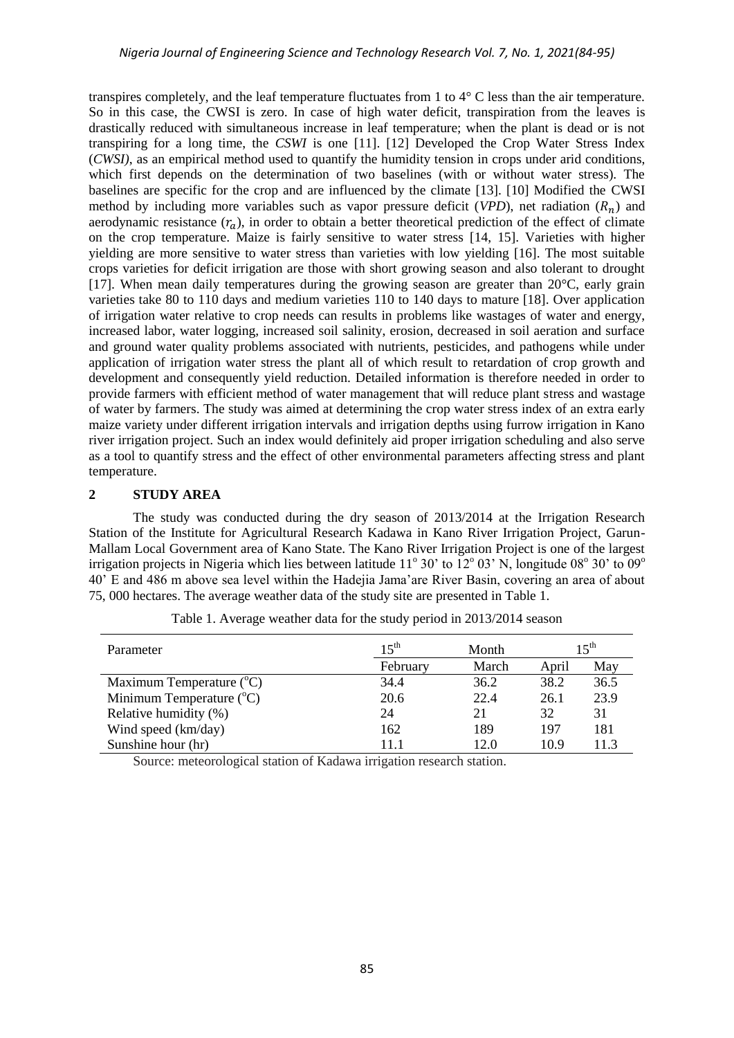transpires completely, and the leaf temperature fluctuates from 1 to 4° C less than the air temperature. So in this case, the CWSI is zero. In case of high water deficit, transpiration from the leaves is drastically reduced with simultaneous increase in leaf temperature; when the plant is dead or is not transpiring for a long time, the *CSWI* is one [11]. [12] Developed the Crop Water Stress Index (*CWSI)*, as an empirical method used to quantify the humidity tension in crops under arid conditions, which first depends on the determination of two baselines (with or without water stress). The baselines are specific for the crop and are influenced by the climate [13]. [10] Modified the CWSI method by including more variables such as vapor pressure deficit (*VPD*), net radiation ($R_n$) and aerodynamic resistance ($r_a$), in order to obtain a better theoretical prediction of the effect of climate on the crop temperature. Maize is fairly sensitive to water stress [14, 15]. Varieties with higher yielding are more sensitive to water stress than varieties with low yielding [16]. The most suitable crops varieties for deficit irrigation are those with short growing season and also tolerant to drought [17]. When mean daily temperatures during the growing season are greater than 20°C, early grain varieties take 80 to 110 days and medium varieties 110 to 140 days to mature [18]. Over application of irrigation water relative to crop needs can results in problems like wastages of water and energy, increased labor, water logging, increased soil salinity, erosion, decreased in soil aeration and surface and ground water quality problems associated with nutrients, pesticides, and pathogens while under application of irrigation water stress the plant all of which result to retardation of crop growth and development and consequently yield reduction. Detailed information is therefore needed in order to provide farmers with efficient method of water management that will reduce plant stress and wastage of water by farmers. The study was aimed at determining the crop water stress index of an extra early maize variety under different irrigation intervals and irrigation depths using furrow irrigation in Kano river irrigation project. Such an index would definitely aid proper irrigation scheduling and also serve as a tool to quantify stress and the effect of other environmental parameters affecting stress and plant temperature.

## 2 STUDY AREA

The study was conducted during the dry season of 2013/2014 at the Irrigation Research Station of the Institute for Agricultural Research Kadawa in Kano River Irrigation Project, Garun-Mallam Local Government area of Kano State. The Kano River Irrigation Project is one of the largest irrigation projects in Nigeria which lies between latitude 11° 30' to 12° 03' N, longitude 08° 30' to 09° 40' E and 486 m above sea level within the Hadejia Jama'are River Basin, covering an area of about 75, 000 hectares. The average weather data of the study site are presented in Table 1.

Table 1. Average weather data for the study period in 2013/2014 season

| Parameter | 15th | Month | 15th | |
|---|---|---|---|---|
| | February | March | April | May |
| Maximum Temperature (°C) | 34.4 | 36.2 | 38.2 | 36.5 |
| Minimum Temperature (°C) | 20.6 | 22.4 | 26.1 | 23.9 |
| Relative humidity (%) | 24 | 21 | 32 | 31 |
| Wind speed (km/day) | 162 | 189 | 197 | 181 |
| Sunshine hour (hr) | 11.1 | 12.0 | 10.9 | 11.3 |

Source: meteorological station of Kadawa irrigation research station.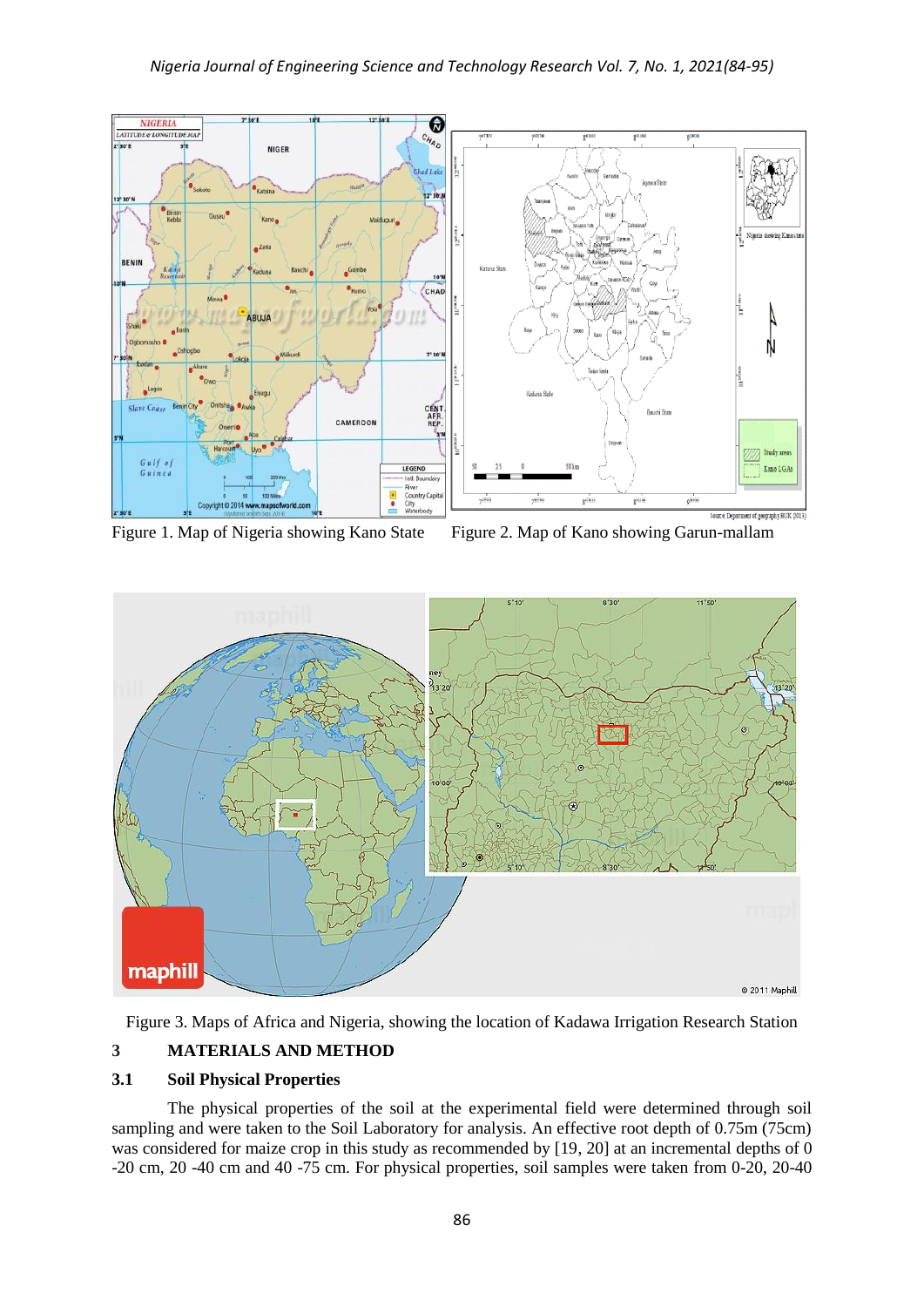Figure 1. Map of Nigeria showing Kano State

Figure 2. Map of Kano showing Garun-mallam

Figure 3. Maps of Africa and Nigeria, showing the location of Kadawa Irrigation Research Station

## 3 MATERIALS AND METHOD

### 3.1 Soil Physical Properties

The physical properties of the soil at the experimental field were determined through soil sampling and were taken to the Soil Laboratory for analysis. An effective root depth of 0.75m (75cm) was considered for maize crop in this study as recommended by [19, 20] at an incremental depths of 0 -20 cm, 20 -40 cm and 40 -75 cm. For physical properties, soil samples were taken from 0-20, 20-40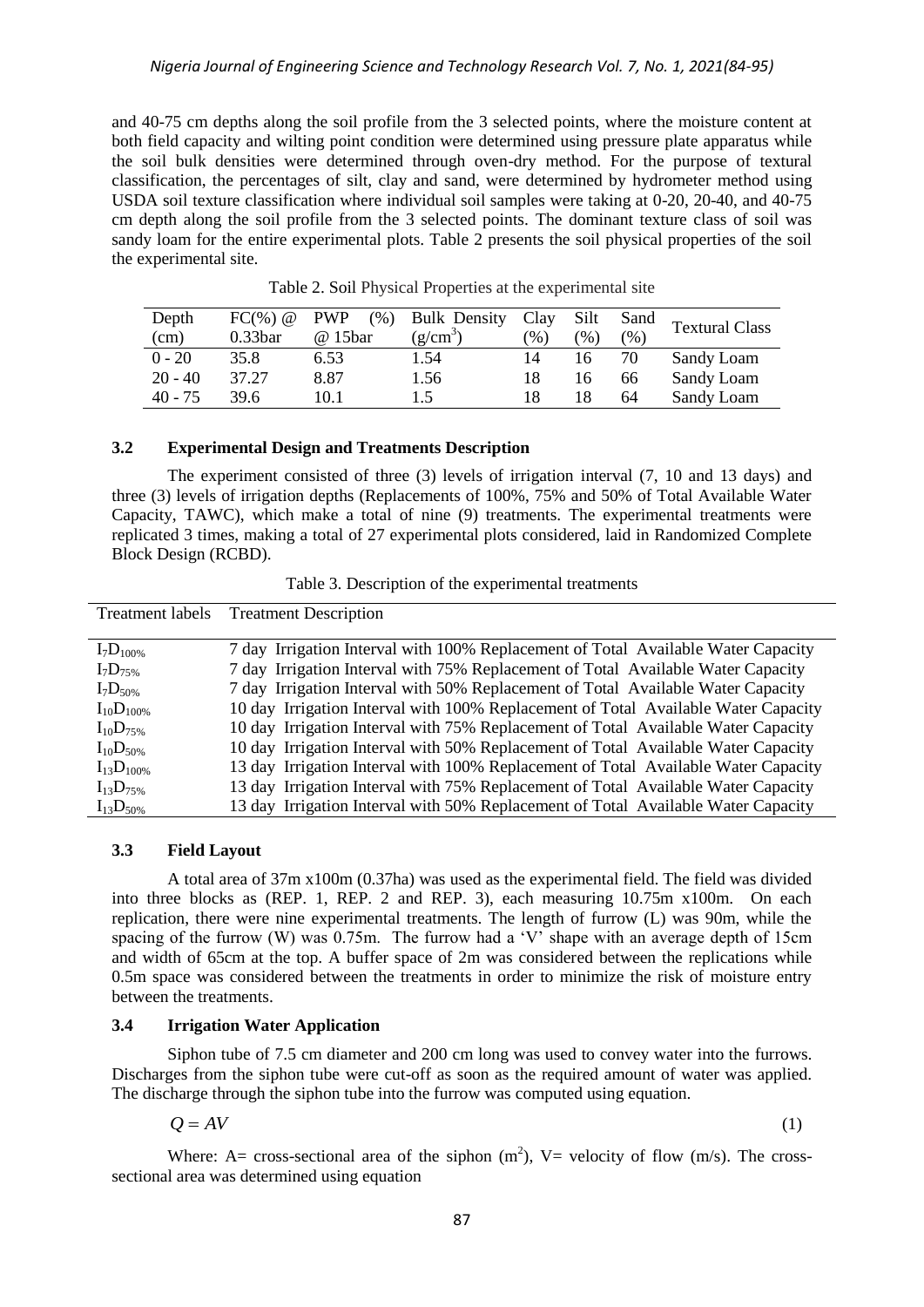and 40-75 cm depths along the soil profile from the 3 selected points, where the moisture content at both field capacity and wilting point condition were determined using pressure plate apparatus while the soil bulk densities were determined through oven-dry method. For the purpose of textural classification, the percentages of silt, clay and sand, were determined by hydrometer method using USDA soil texture classification where individual soil samples were taking at 0-20, 20-40, and 40-75 cm depth along the soil profile from the 3 selected points. The dominant texture class of soil was sandy loam for the entire experimental plots. Table 2 presents the soil physical properties of the soil the experimental site.

Table 2. Soil Physical Properties at the experimental site

| Depth (cm) | FC(%) @ 0.33bar | PWP (%) @ 15bar | Bulk Density ($g/cm^3$) | Clay (%) | Silt (%) | Sand (%) | Textural Class |
|---|---|---|---|---|---|---|---|
| 0 - 20 | 35.8 | 6.53 | 1.54 | 14 | 16 | 70 | Sandy Loam |
| 20 - 40 | 37.27 | 8.87 | 1.56 | 18 | 16 | 66 | Sandy Loam |
| 40 - 75 | 39.6 | 10.1 | 1.5 | 18 | 18 | 64 | Sandy Loam |

### 3.2 Experimental Design and Treatments Description

The experiment consisted of three (3) levels of irrigation interval (7, 10 and 13 days) and three (3) levels of irrigation depths (Replacements of 100%, 75% and 50% of Total Available Water Capacity, TAWC), which make a total of nine (9) treatments. The experimental treatments were replicated 3 times, making a total of 27 experimental plots considered, laid in Randomized Complete Block Design (RCBD).

Table 3. Description of the experimental treatments

| Treatment labels | Treatment Description |
|---|---|
| $I_7D_{100\%}$ | 7 day Irrigation Interval with 100% Replacement of Total Available Water Capacity |
| $I_7D_{75\%}$ | 7 day Irrigation Interval with 75% Replacement of Total Available Water Capacity |
| $I_7D_{50\%}$ | 7 day Irrigation Interval with 50% Replacement of Total Available Water Capacity |
| $I_{10}D_{100\%}$ | 10 day Irrigation Interval with 100% Replacement of Total Available Water Capacity |
| $I_{10}D_{75\%}$ | 10 day Irrigation Interval with 75% Replacement of Total Available Water Capacity |
| $I_{10}D_{50\%}$ | 10 day Irrigation Interval with 50% Replacement of Total Available Water Capacity |
| $I_{13}D_{100\%}$ | 13 day Irrigation Interval with 100% Replacement of Total Available Water Capacity |
| $I_{13}D_{75\%}$ | 13 day Irrigation Interval with 75% Replacement of Total Available Water Capacity |
| $I_{13}D_{50\%}$ | 13 day Irrigation Interval with 50% Replacement of Total Available Water Capacity |

### 3.3 Field Layout

A total area of 37m x100m (0.37ha) was used as the experimental field. The field was divided into three blocks as (REP. 1, REP. 2 and REP. 3), each measuring 10.75m x100m. On each replication, there were nine experimental treatments. The length of furrow (L) was 90m, while the spacing of the furrow (W) was 0.75m. The furrow had a 'V' shape with an average depth of 15cm and width of 65cm at the top. A buffer space of 2m was considered between the replications while 0.5m space was considered between the treatments in order to minimize the risk of moisture entry between the treatments.

### 3.4 Irrigation Water Application

Siphon tube of 7.5 cm diameter and 200 cm long was used to convey water into the furrows. Discharges from the siphon tube were cut-off as soon as the required amount of water was applied. The discharge through the siphon tube into the furrow was computed using equation.

$$Q = AV \tag{1}$$

Where: A= cross-sectional area of the siphon ($m^2$), V= velocity of flow (m/s). The cross-sectional area was determined using equation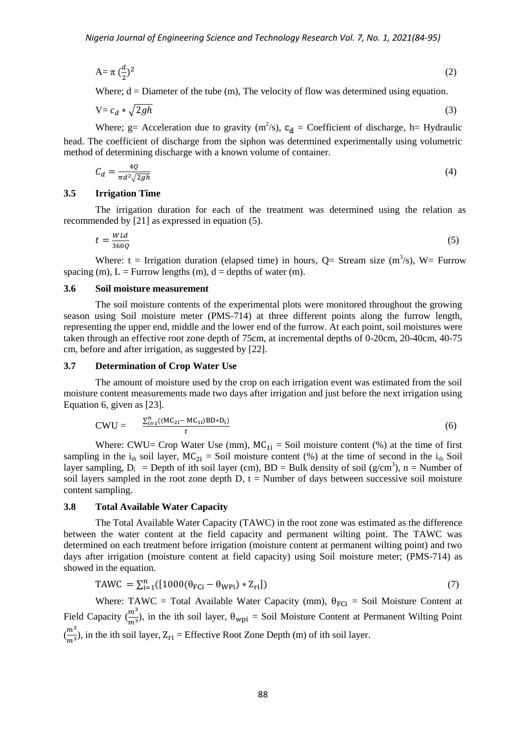$$A = \pi \left(\frac{d}{2}\right)^2 \tag{2}$$

Where; d = Diameter of the tube (m), The velocity of flow was determined using equation.

$$V = c_d * \sqrt{2gh} \tag{3}$$

Where; g= Acceleration due to gravity ($m^2/s$), $c_d$ = Coefficient of discharge, h= Hydraulic head. The coefficient of discharge from the siphon was determined experimentally using volumetric method of determining discharge with a known volume of container.

$$C_d = \frac{4Q}{\pi d^2 \sqrt{2gh}} \tag{4}$$

### 3.5 Irrigation Time

The irrigation duration for each of the treatment was determined using the relation as recommended by [21] as expressed in equation (5).

$$t = \frac{WLd}{360Q} \tag{5}$$

Where: t = Irrigation duration (elapsed time) in hours, Q= Stream size ($m^3/s$), W= Furrow spacing (m), L = Furrow lengths (m), d = depths of water (m).

### 3.6 Soil moisture measurement

The soil moisture contents of the experimental plots were monitored throughout the growing season using Soil moisture meter (PMS-714) at three different points along the furrow length, representing the upper end, middle and the lower end of the furrow. At each point, soil moistures were taken through an effective root zone depth of 75cm, at incremental depths of 0-20cm, 20-40cm, 40-75 cm, before and after irrigation, as suggested by [22].

### 3.7 Determination of Crop Water Use

The amount of moisture used by the crop on each irrigation event was estimated from the soil moisture content measurements made two days after irrigation and just before the next irrigation using Equation 6, given as [23].

$$CWU = \frac{\sum_{i=1}^{n}((MC_{2i} - MC_{1i})BD * D_i)}{t} \tag{6}$$

Where: CWU= Crop Water Use (mm), $MC_{1i}$ = Soil moisture content (%) at the time of first sampling in the $i_{th}$ soil layer, $MC_{2i}$ = Soil moisture content (%) at the time of second in the $i_{th}$ Soil layer sampling, $D_i$ = Depth of ith soil layer (cm), BD = Bulk density of soil ($g/cm^3$), n = Number of soil layers sampled in the root zone depth D, t = Number of days between successive soil moisture content sampling.

### 3.8 Total Available Water Capacity

The Total Available Water Capacity (TAWC) in the root zone was estimated as the difference between the water content at the field capacity and permanent wilting point. The TAWC was determined on each treatment before irrigation (moisture content at permanent wilting point) and two days after irrigation (moisture content at field capacity) using Soil moisture meter; (PMS-714) as showed in the equation.

$$TAWC = \sum_{i=1}^{n}([1000(\theta_{FCi} - \theta_{WPi}) * Z_{ri}]) \tag{7}$$

Where: TAWC = Total Available Water Capacity (mm), $\theta_{FCi}$ = Soil Moisture Content at Field Capacity ($\frac{m^3}{m^3}$), in the ith soil layer, $\theta_{wpi}$ = Soil Moisture Content at Permanent Wilting Point ($\frac{m^3}{m^3}$), in the ith soil layer, $Z_{ri}$ = Effective Root Zone Depth (m) of ith soil layer.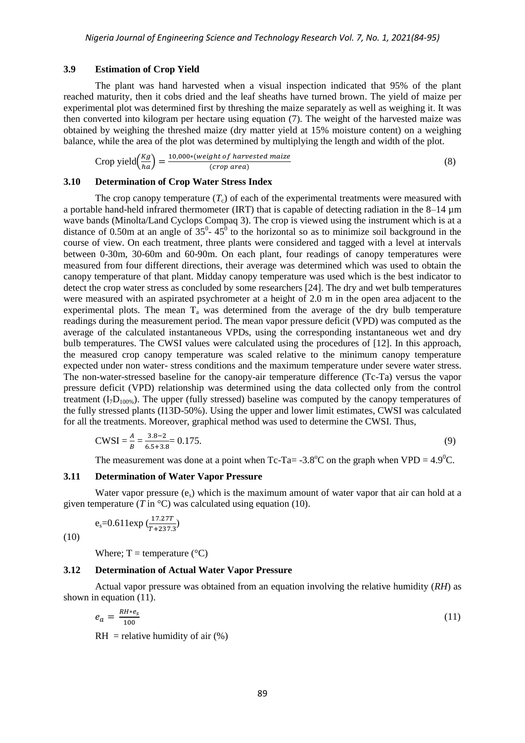### 3.9 Estimation of Crop Yield

The plant was hand harvested when a visual inspection indicated that 95% of the plant reached maturity, then it cobs dried and the leaf sheaths have turned brown. The yield of maize per experimental plot was determined first by threshing the maize separately as well as weighing it. It was then converted into kilogram per hectare using equation (7). The weight of the harvested maize was obtained by weighing the threshed maize (dry matter yield at 15% moisture content) on a weighing balance, while the area of the plot was determined by multiplying the length and width of the plot.

$$\text{Crop yield}\left(\frac{Kg}{ha}\right) = \frac{10{,}000*(\textit{weight of harvested maize})}{(\textit{crop area})} \tag{8}$$

### 3.10 Determination of Crop Water Stress Index

The crop canopy temperature ($T_c$) of each of the experimental treatments were measured with a portable hand-held infrared thermometer (IRT) that is capable of detecting radiation in the 8–14 µm wave bands (Minolta/Land Cyclops Compaq 3). The crop is viewed using the instrument which is at a distance of 0.50m at an angle of $35^0$- $45^0$ to the horizontal so as to minimize soil background in the course of view. On each treatment, three plants were considered and tagged with a level at intervals between 0-30m, 30-60m and 60-90m. On each plant, four readings of canopy temperatures were measured from four different directions, their average was determined which was used to obtain the canopy temperature of that plant. Midday canopy temperature was used which is the best indicator to detect the crop water stress as concluded by some researchers [24]. The dry and wet bulb temperatures were measured with an aspirated psychrometer at a height of 2.0 m in the open area adjacent to the experimental plots. The mean $T_a$ was determined from the average of the dry bulb temperature readings during the measurement period. The mean vapor pressure deficit (VPD) was computed as the average of the calculated instantaneous VPDs, using the corresponding instantaneous wet and dry bulb temperatures. The CWSI values were calculated using the procedures of [12]. In this approach, the measured crop canopy temperature was scaled relative to the minimum canopy temperature expected under non water- stress conditions and the maximum temperature under severe water stress. The non-water-stressed baseline for the canopy-air temperature difference (Tc-Ta) versus the vapor pressure deficit (VPD) relationship was determined using the data collected only from the control treatment ($I_7D_{100\%}$). The upper (fully stressed) baseline was computed by the canopy temperatures of the fully stressed plants (I13D-50%). Using the upper and lower limit estimates, CWSI was calculated for all the treatments. Moreover, graphical method was used to determine the CWSI. Thus,

$$\text{CWSI} = \frac{A}{B} = \frac{3.8-2}{6.5+3.8} = 0.175. \tag{9}$$

The measurement was done at a point when Tc-Ta= -3.8°C on the graph when VPD = $4.9^0$C.

### 3.11 Determination of Water Vapor Pressure

Water vapor pressure ($e_s$) which is the maximum amount of water vapor that air can hold at a given temperature (*T* in °C) was calculated using equation (10).

$$e_s = 0.611\exp\left(\frac{17.27T}{T+237.3}\right) \tag{10}$$

Where; T = temperature (°C)

### 3.12 Determination of Actual Water Vapor Pressure

Actual vapor pressure was obtained from an equation involving the relative humidity (*RH*) as shown in equation (11).

$$e_a = \frac{RH*e_s}{100} \tag{11}$$

RH = relative humidity of air (%)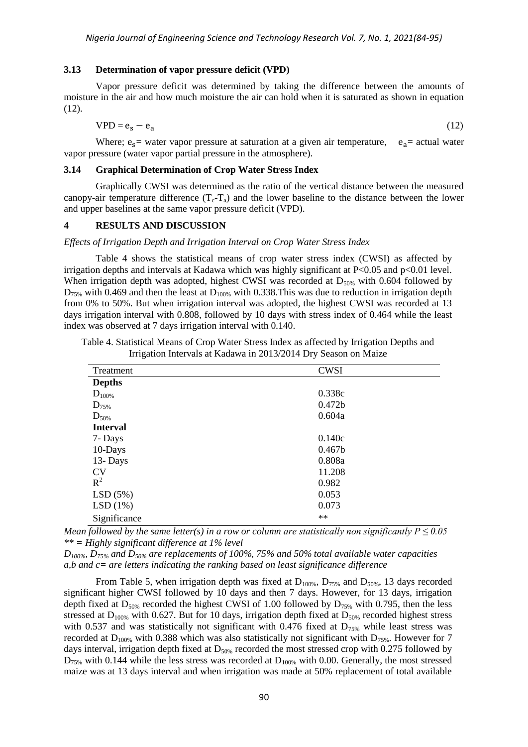### 3.13 Determination of vapor pressure deficit (VPD)

Vapor pressure deficit was determined by taking the difference between the amounts of moisture in the air and how much moisture the air can hold when it is saturated as shown in equation (12).

$$VPD = e_s - e_a \tag{12}$$

Where; $e_s$ = water vapor pressure at saturation at a given air temperature, $e_a$ = actual water vapor pressure (water vapor partial pressure in the atmosphere).

### 3.14 Graphical Determination of Crop Water Stress Index

Graphically CWSI was determined as the ratio of the vertical distance between the measured canopy-air temperature difference ($T_c$-$T_a$) and the lower baseline to the distance between the lower and upper baselines at the same vapor pressure deficit (VPD).

## 4 RESULTS AND DISCUSSION

*Effects of Irrigation Depth and Irrigation Interval on Crop Water Stress Index*

Table 4 shows the statistical means of crop water stress index (CWSI) as affected by irrigation depths and intervals at Kadawa which was highly significant at P<0.05 and p<0.01 level. When irrigation depth was adopted, highest CWSI was recorded at $D_{50\%}$ with 0.604 followed by $D_{75\%}$ with 0.469 and then the least at $D_{100\%}$ with 0.338.This was due to reduction in irrigation depth from 0% to 50%. But when irrigation interval was adopted, the highest CWSI was recorded at 13 days irrigation interval with 0.808, followed by 10 days with stress index of 0.464 while the least index was observed at 7 days irrigation interval with 0.140.

Table 4. Statistical Means of Crop Water Stress Index as affected by Irrigation Depths and Irrigation Intervals at Kadawa in 2013/2014 Dry Season on Maize

| Treatment | CWSI |
|---|---|
| **Depths** | |
| $D_{100\%}$ | 0.338c |
| $D_{75\%}$ | 0.472b |
| $D_{50\%}$ | 0.604a |
| **Interval** | |
| 7- Days | 0.140c |
| 10-Days | 0.467b |
| 13- Days | 0.808a |
| CV | 11.208 |
| $R^2$ | 0.982 |
| LSD (5%) | 0.053 |
| LSD (1%) | 0.073 |
| Significance | ** |

*Mean followed by the same letter(s) in a row or column are statistically non significantly $P \leq 0.05$*
*** = Highly significant difference at 1% level*
*$D_{100\%}$, $D_{75\%}$ and $D_{50\%}$ are replacements of 100%, 75% and 50% total available water capacities*
*a,b and c= are letters indicating the ranking based on least significance difference*

From Table 5, when irrigation depth was fixed at $D_{100\%}$, $D_{75\%}$ and $D_{50\%}$, 13 days recorded significant higher CWSI followed by 10 days and then 7 days. However, for 13 days, irrigation depth fixed at $D_{50\%}$ recorded the highest CWSI of 1.00 followed by $D_{75\%}$ with 0.795, then the less stressed at $D_{100\%}$ with 0.627. But for 10 days, irrigation depth fixed at $D_{50\%}$ recorded highest stress with 0.537 and was statistically not significant with 0.476 fixed at $D_{75\%}$ while least stress was recorded at $D_{100\%}$ with 0.388 which was also statistically not significant with $D_{75\%}$. However for 7 days interval, irrigation depth fixed at $D_{50\%}$ recorded the most stressed crop with 0.275 followed by $D_{75\%}$ with 0.144 while the less stress was recorded at $D_{100\%}$ with 0.00. Generally, the most stressed maize was at 13 days interval and when irrigation was made at 50% replacement of total available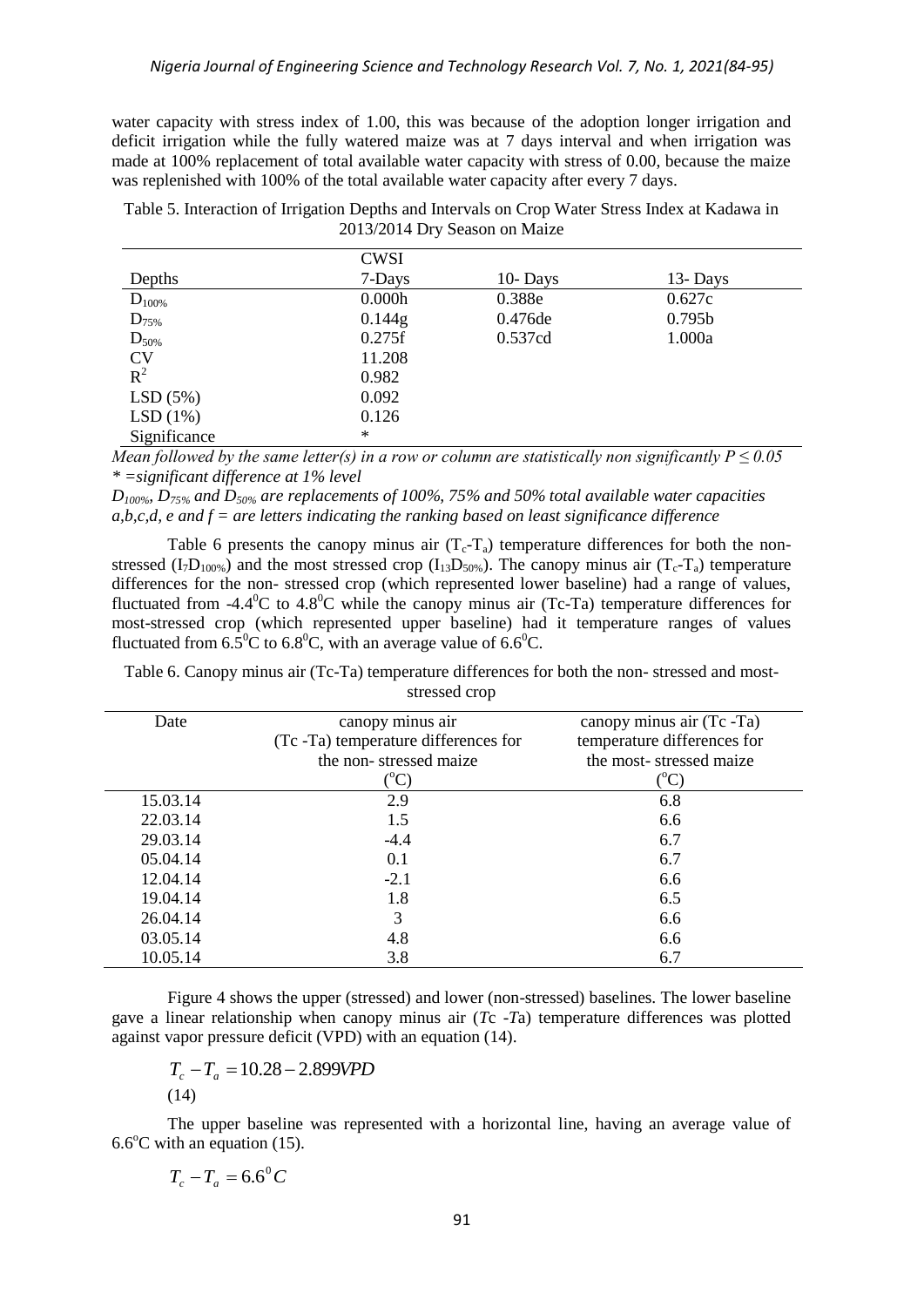water capacity with stress index of 1.00, this was because of the adoption longer irrigation and deficit irrigation while the fully watered maize was at 7 days interval and when irrigation was made at 100% replacement of total available water capacity with stress of 0.00, because the maize was replenished with 100% of the total available water capacity after every 7 days.

Table 5. Interaction of Irrigation Depths and Intervals on Crop Water Stress Index at Kadawa in 2013/2014 Dry Season on Maize

| | CWSI | | |
|---|---|---|---|
| Depths | 7-Days | 10- Days | 13- Days |
| $D_{100\%}$ | 0.000h | 0.388e | 0.627c |
| $D_{75\%}$ | 0.144g | 0.476de | 0.795b |
| $D_{50\%}$ | 0.275f | 0.537cd | 1.000a |
| CV | 11.208 | | |
| $R^2$ | 0.982 | | |
| LSD (5%) | 0.092 | | |
| LSD (1%) | 0.126 | | |
| Significance | * | | |

*Mean followed by the same letter(s) in a row or column are statistically non significantly $P \leq 0.05$*
*\* =significant difference at 1% level*
*$D_{100\%}$, $D_{75\%}$ and $D_{50\%}$ are replacements of 100%, 75% and 50% total available water capacities*
*a,b,c,d, e and f = are letters indicating the ranking based on least significance difference*

Table 6 presents the canopy minus air ($T_c$-$T_a$) temperature differences for both the non-stressed ($I_7D_{100\%}$) and the most stressed crop ($I_{13}D_{50\%}$). The canopy minus air ($T_c$-$T_a$) temperature differences for the non- stressed crop (which represented lower baseline) had a range of values, fluctuated from -4.4$^0$C to 4.8$^0$C while the canopy minus air (Tc-Ta) temperature differences for most-stressed crop (which represented upper baseline) had it temperature ranges of values fluctuated from 6.5$^0$C to 6.8$^0$C, with an average value of 6.6$^0$C.

Table 6. Canopy minus air (Tc-Ta) temperature differences for both the non- stressed and most-stressed crop

| Date | canopy minus air (Tc -Ta) temperature differences for the non- stressed maize (°C) | canopy minus air (Tc -Ta) temperature differences for the most- stressed maize (°C) |
|---|---|---|
| 15.03.14 | 2.9 | 6.8 |
| 22.03.14 | 1.5 | 6.6 |
| 29.03.14 | -4.4 | 6.7 |
| 05.04.14 | 0.1 | 6.7 |
| 12.04.14 | -2.1 | 6.6 |
| 19.04.14 | 1.8 | 6.5 |
| 26.04.14 | 3 | 6.6 |
| 03.05.14 | 4.8 | 6.6 |
| 10.05.14 | 3.8 | 6.7 |

Figure 4 shows the upper (stressed) and lower (non-stressed) baselines. The lower baseline gave a linear relationship when canopy minus air (*T*c -*T*a) temperature differences was plotted against vapor pressure deficit (VPD) with an equation (14).

$$T_c - T_a = 10.28 - 2.899VPD \quad (14)$$

The upper baseline was represented with a horizontal line, having an average value of 6.6°C with an equation (15).

$$T_c - T_a = 6.6^0 C$$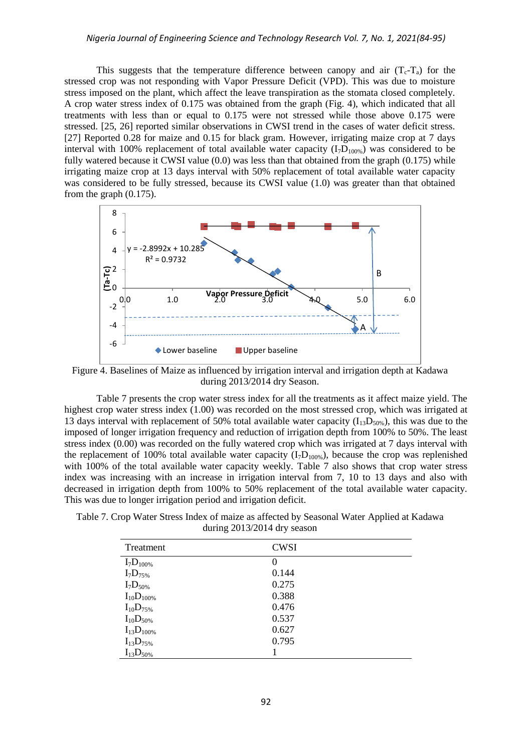This suggests that the temperature difference between canopy and air ($T_c$-$T_a$) for the stressed crop was not responding with Vapor Pressure Deficit (VPD). This was due to moisture stress imposed on the plant, which affect the leave transpiration as the stomata closed completely. A crop water stress index of 0.175 was obtained from the graph (Fig. 4), which indicated that all treatments with less than or equal to 0.175 were not stressed while those above 0.175 were stressed. [25, 26] reported similar observations in CWSI trend in the cases of water deficit stress. [27] Reported 0.28 for maize and 0.15 for black gram. However, irrigating maize crop at 7 days interval with 100% replacement of total available water capacity ($I_7D_{100\%}$) was considered to be fully watered because it CWSI value (0.0) was less than that obtained from the graph (0.175) while irrigating maize crop at 13 days interval with 50% replacement of total available water capacity was considered to be fully stressed, because its CWSI value (1.0) was greater than that obtained from the graph (0.175).

Figure 4. Baselines of Maize as influenced by irrigation interval and irrigation depth at Kadawa during 2013/2014 dry Season.

Table 7 presents the crop water stress index for all the treatments as it affect maize yield. The highest crop water stress index (1.00) was recorded on the most stressed crop, which was irrigated at 13 days interval with replacement of 50% total available water capacity ($I_{13}D_{50\%}$), this was due to the imposed of longer irrigation frequency and reduction of irrigation depth from 100% to 50%. The least stress index (0.00) was recorded on the fully watered crop which was irrigated at 7 days interval with the replacement of 100% total available water capacity ($I_7D_{100\%}$), because the crop was replenished with 100% of the total available water capacity weekly. Table 7 also shows that crop water stress index was increasing with an increase in irrigation interval from 7, 10 to 13 days and also with decreased in irrigation depth from 100% to 50% replacement of the total available water capacity. This was due to longer irrigation period and irrigation deficit.

Table 7. Crop Water Stress Index of maize as affected by Seasonal Water Applied at Kadawa during 2013/2014 dry season

| Treatment | CWSI |
|---|---|
| $I_7D_{100\%}$ | 0 |
| $I_7D_{75\%}$ | 0.144 |
| $I_7D_{50\%}$ | 0.275 |
| $I_{10}D_{100\%}$ | 0.388 |
| $I_{10}D_{75\%}$ | 0.476 |
| $I_{10}D_{50\%}$ | 0.537 |
| $I_{13}D_{100\%}$ | 0.627 |
| $I_{13}D_{75\%}$ | 0.795 |
| $I_{13}D_{50\%}$ | 1 |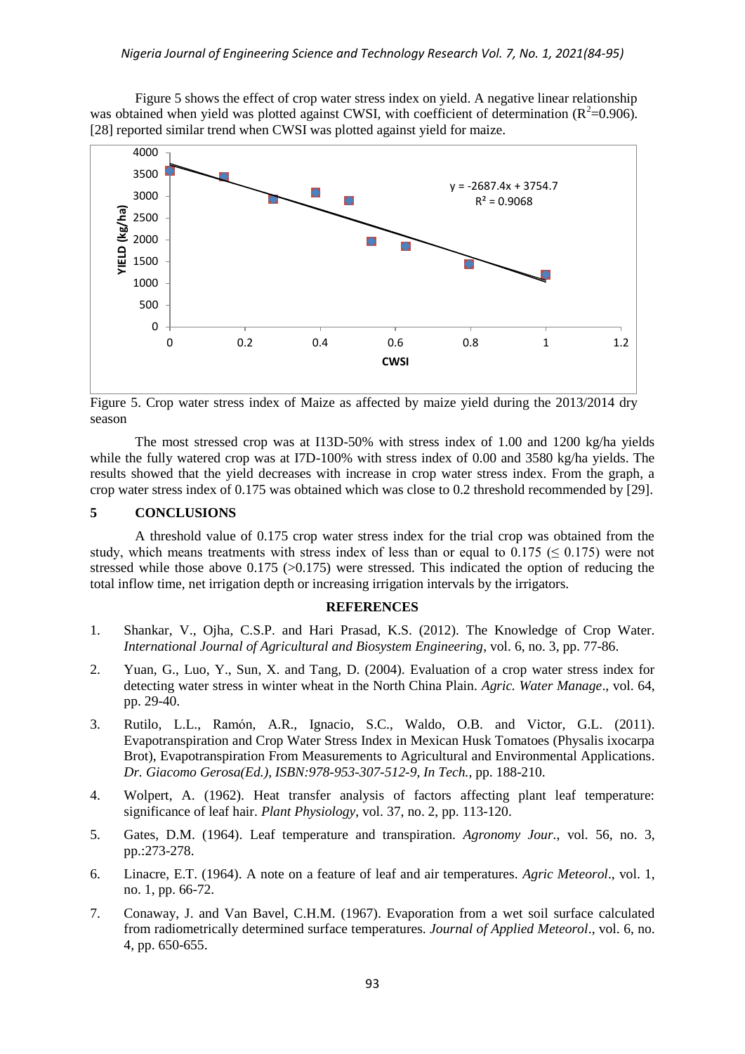Figure 5 shows the effect of crop water stress index on yield. A negative linear relationship was obtained when yield was plotted against CWSI, with coefficient of determination ($R^2$=0.906). [28] reported similar trend when CWSI was plotted against yield for maize.

Figure 5. Crop water stress index of Maize as affected by maize yield during the 2013/2014 dry season

The most stressed crop was at I13D-50% with stress index of 1.00 and 1200 kg/ha yields while the fully watered crop was at I7D-100% with stress index of 0.00 and 3580 kg/ha yields. The results showed that the yield decreases with increase in crop water stress index. From the graph, a crop water stress index of 0.175 was obtained which was close to 0.2 threshold recommended by [29].

## 5 CONCLUSIONS

A threshold value of 0.175 crop water stress index for the trial crop was obtained from the study, which means treatments with stress index of less than or equal to 0.175 ($\leq$ 0.175) were not stressed while those above 0.175 (>0.175) were stressed. This indicated the option of reducing the total inflow time, net irrigation depth or increasing irrigation intervals by the irrigators.

## REFERENCES

1. Shankar, V., Ojha, C.S.P. and Hari Prasad, K.S. (2012). The Knowledge of Crop Water. *International Journal of Agricultural and Biosystem Engineering*, vol. 6, no. 3, pp. 77-86.
2. Yuan, G., Luo, Y., Sun, X. and Tang, D. (2004). Evaluation of a crop water stress index for detecting water stress in winter wheat in the North China Plain. *Agric. Water Manage*., vol. 64, pp. 29-40.
3. Rutilo, L.L., Ramón, A.R., Ignacio, S.C., Waldo, O.B. and Victor, G.L. (2011). Evapotranspiration and Crop Water Stress Index in Mexican Husk Tomatoes (Physalis ixocarpa Brot), Evapotranspiration From Measurements to Agricultural and Environmental Applications. *Dr. Giacomo Gerosa(Ed.), ISBN:978-953-307-512-9, In Tech.*, pp. 188-210.
4. Wolpert, A. (1962). Heat transfer analysis of factors affecting plant leaf temperature: significance of leaf hair. *Plant Physiology*, vol. 37, no. 2, pp. 113-120.
5. Gates, D.M. (1964). Leaf temperature and transpiration. *Agronomy Jour.*, vol. 56, no. 3, pp.:273-278.
6. Linacre, E.T. (1964). A note on a feature of leaf and air temperatures. *Agric Meteorol*., vol. 1, no. 1, pp. 66-72.
7. Conaway, J. and Van Bavel, C.H.M. (1967). Evaporation from a wet soil surface calculated from radiometrically determined surface temperatures. *Journal of Applied Meteorol*., vol. 6, no. 4, pp. 650-655.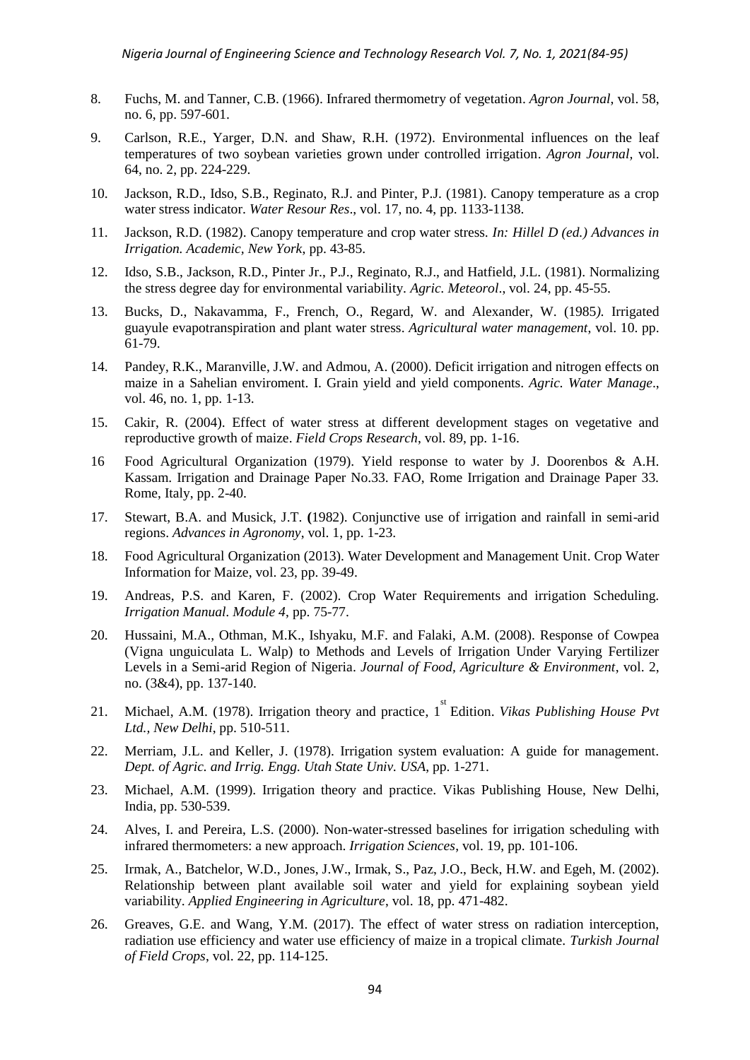8. Fuchs, M. and Tanner, C.B. (1966). Infrared thermometry of vegetation. *Agron Journal*, vol. 58, no. 6, pp. 597-601.

9. Carlson, R.E., Yarger, D.N. and Shaw, R.H. (1972). Environmental influences on the leaf temperatures of two soybean varieties grown under controlled irrigation. *Agron Journal*, vol. 64, no. 2, pp. 224-229.

10. Jackson, R.D., Idso, S.B., Reginato, R.J. and Pinter, P.J. (1981). Canopy temperature as a crop water stress indicator. *Water Resour Res*., vol. 17, no. 4, pp. 1133-1138.

11. Jackson, R.D. (1982). Canopy temperature and crop water stress. *In: Hillel D (ed.) Advances in Irrigation. Academic, New York*, pp. 43-85.

12. Idso, S.B., Jackson, R.D., Pinter Jr., P.J., Reginato, R.J., and Hatfield, J.L. (1981). Normalizing the stress degree day for environmental variability. *Agric. Meteorol*., vol. 24, pp. 45-55.

13. Bucks, D., Nakavamma, F., French, O., Regard, W. and Alexander, W. (1985*).* Irrigated guayule evapotranspiration and plant water stress. *Agricultural water management*, vol. 10. pp. 61-79.

14. Pandey, R.K., Maranville, J.W. and Admou, A. (2000). Deficit irrigation and nitrogen effects on maize in a Sahelian enviroment. I. Grain yield and yield components. *Agric. Water Manage*., vol. 46, no. 1, pp. 1-13.

15. Cakir, R. (2004). Effect of water stress at different development stages on vegetative and reproductive growth of maize. *Field Crops Research*, vol. 89, pp. 1-16.

16 Food Agricultural Organization (1979). Yield response to water by J. Doorenbos & A.H. Kassam. Irrigation and Drainage Paper No.33. FAO, Rome Irrigation and Drainage Paper 33. Rome, Italy, pp. 2-40.

17. Stewart, B.A. and Musick, J.T. **(**1982). Conjunctive use of irrigation and rainfall in semi-arid regions. *Advances in Agronomy*, vol. 1, pp. 1-23.

18. Food Agricultural Organization (2013). Water Development and Management Unit. Crop Water Information for Maize, vol. 23, pp. 39-49.

19. Andreas, P.S. and Karen, F. (2002). Crop Water Requirements and irrigation Scheduling. *Irrigation Manual. Module 4*, pp. 75-77.

20. Hussaini, M.A., Othman, M.K., Ishyaku, M.F. and Falaki, A.M. (2008). Response of Cowpea (Vigna unguiculata L. Walp) to Methods and Levels of Irrigation Under Varying Fertilizer Levels in a Semi-arid Region of Nigeria. *Journal of Food, Agriculture & Environment*, vol. 2, no. (3&4), pp. 137-140.

21. Michael, A.M. (1978). Irrigation theory and practice, 1st Edition. *Vikas Publishing House Pvt Ltd., New Delhi*, pp. 510-511.

22. Merriam, J.L. and Keller, J. (1978). Irrigation system evaluation: A guide for management. *Dept. of Agric. and Irrig. Engg. Utah State Univ. USA*, pp. 1-271.

23. Michael, A.M. (1999). Irrigation theory and practice. Vikas Publishing House, New Delhi, India, pp. 530-539.

24. Alves, I. and Pereira, L.S. (2000). Non-water-stressed baselines for irrigation scheduling with infrared thermometers: a new approach. *Irrigation Sciences*, vol. 19, pp. 101-106.

25. Irmak, A., Batchelor, W.D., Jones, J.W., Irmak, S., Paz, J.O., Beck, H.W. and Egeh, M. (2002). Relationship between plant available soil water and yield for explaining soybean yield variability. *Applied Engineering in Agriculture*, vol. 18, pp. 471-482.

26. Greaves, G.E. and Wang, Y.M. (2017). The effect of water stress on radiation interception, radiation use efficiency and water use efficiency of maize in a tropical climate. *Turkish Journal of Field Crops*, vol. 22, pp. 114-125.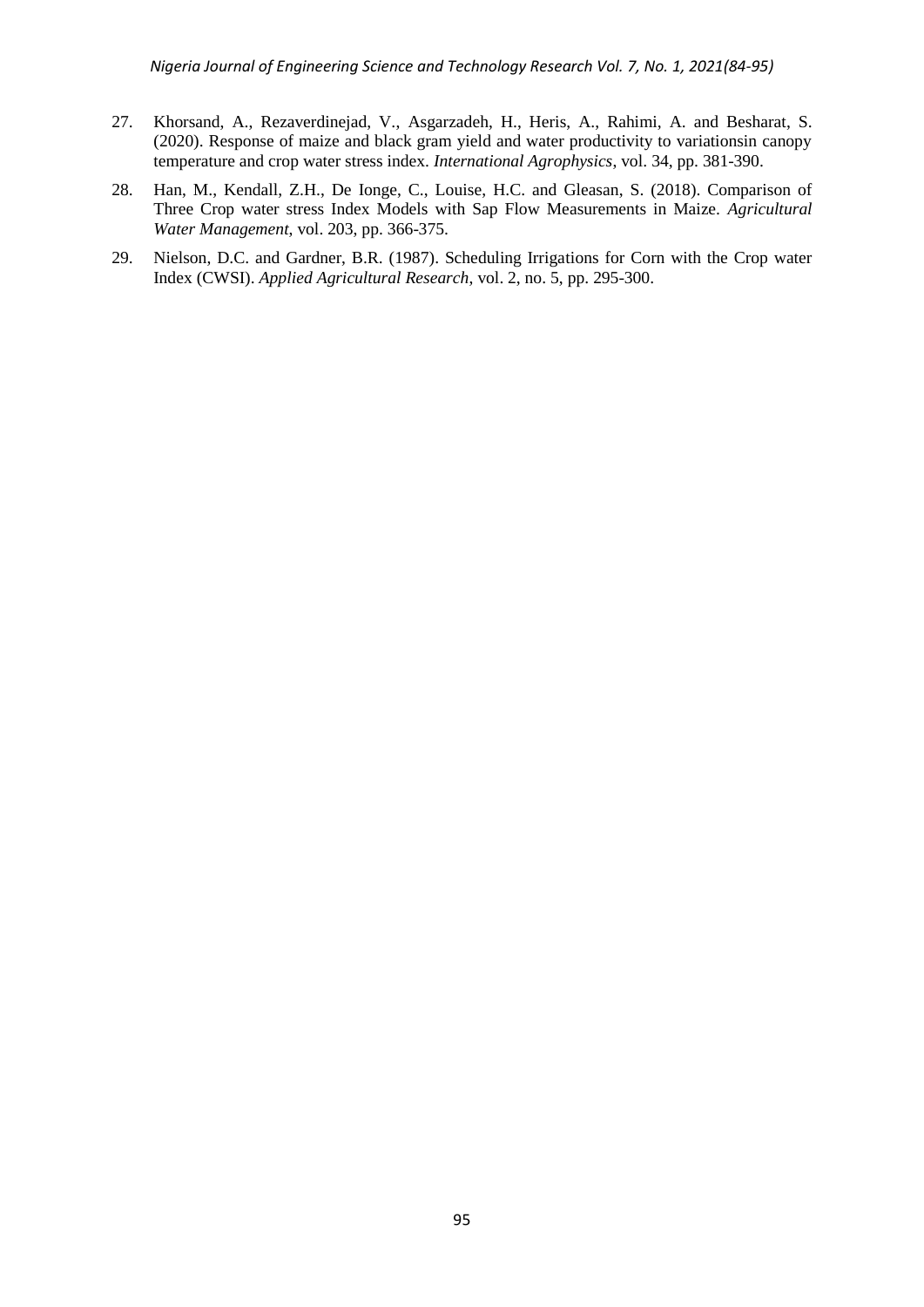27. Khorsand, A., Rezaverdinejad, V., Asgarzadeh, H., Heris, A., Rahimi, A. and Besharat, S. (2020). Response of maize and black gram yield and water productivity to variationsin canopy temperature and crop water stress index. *International Agrophysics*, vol. 34, pp. 381-390.

28. Han, M., Kendall, Z.H., De Ionge, C., Louise, H.C. and Gleasan, S. (2018). Comparison of Three Crop water stress Index Models with Sap Flow Measurements in Maize. *Agricultural Water Management*, vol. 203, pp. 366-375.

29. Nielson, D.C. and Gardner, B.R. (1987). Scheduling Irrigations for Corn with the Crop water Index (CWSI). *Applied Agricultural Research*, vol. 2, no. 5, pp. 295-300.